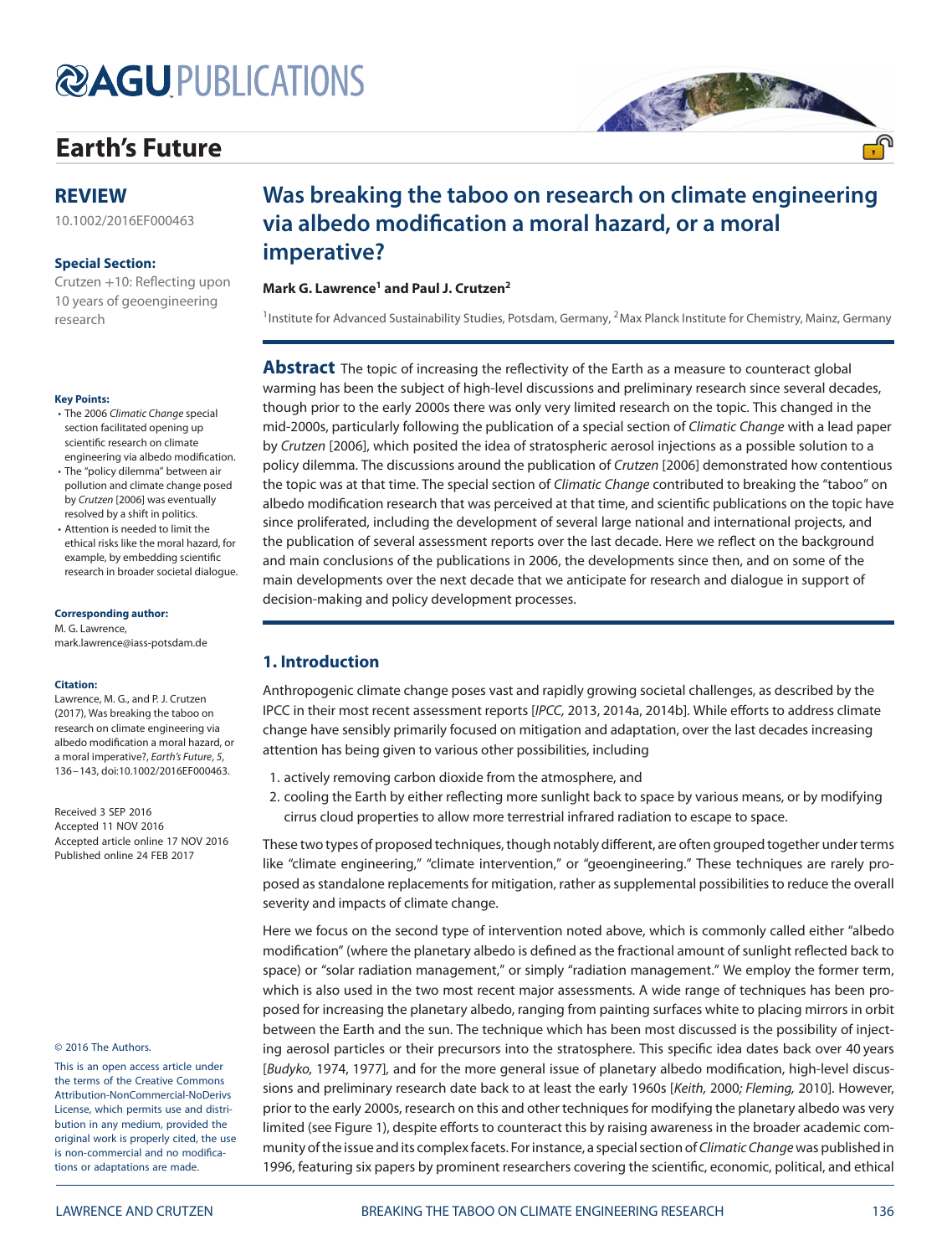# AGU PUBLICATIONS

## Earth's Future

**REVIEW**

10.1002/2016EF000463

**Special Section:**

Crutzen +10: Reflecting upon 10 years of geoengineering research

**Key Points:**

- The 2006 *Climatic Change* special section facilitated opening up scientific research on climate engineering via albedo modification.
- The "policy dilemma" between air pollution and climate change posed by *Crutzen* [2006] was eventually resolved by a shift in politics.
- Attention is needed to limit the ethical risks like the moral hazard, for example, by embedding scientific research in broader societal dialogue.

**Corresponding author:**

M. G. Lawrence,
mark.lawrence@iass-potsdam.de

**Citation:**

Lawrence, M. G., and P. J. Crutzen (2017), Was breaking the taboo on research on climate engineering via albedo modification a moral hazard, or a moral imperative?, *Earth's Future*, *5*, 136–143, doi:10.1002/2016EF000463.

Received 3 SEP 2016
Accepted 11 NOV 2016
Accepted article online 17 NOV 2016
Published online 24 FEB 2017

© 2016 The Authors.

This is an open access article under the terms of the Creative Commons Attribution-NonCommercial-NoDerivs License, which permits use and distribution in any medium, provided the original work is properly cited, the use is non-commercial and no modifications or adaptations are made.

# Was breaking the taboo on research on climate engineering via albedo modification a moral hazard, or a moral imperative?

**Mark G. Lawrence[1] and Paul J. Crutzen[2]**

[1]Institute for Advanced Sustainability Studies, Potsdam, Germany, [2]Max Planck Institute for Chemistry, Mainz, Germany

**Abstract** The topic of increasing the reflectivity of the Earth as a measure to counteract global warming has been the subject of high-level discussions and preliminary research since several decades, though prior to the early 2000s there was only very limited research on the topic. This changed in the mid-2000s, particularly following the publication of a special section of *Climatic Change* with a lead paper by *Crutzen* [2006], which posited the idea of stratospheric aerosol injections as a possible solution to a policy dilemma. The discussions around the publication of *Crutzen* [2006] demonstrated how contentious the topic was at that time. The special section of *Climatic Change* contributed to breaking the "taboo" on albedo modification research that was perceived at that time, and scientific publications on the topic have since proliferated, including the development of several large national and international projects, and the publication of several assessment reports over the last decade. Here we reflect on the background and main conclusions of the publications in 2006, the developments since then, and on some of the main developments over the next decade that we anticipate for research and dialogue in support of decision-making and policy development processes.

## 1. Introduction

Anthropogenic climate change poses vast and rapidly growing societal challenges, as described by the IPCC in their most recent assessment reports [*IPCC,* 2013, 2014a, 2014b]. While efforts to address climate change have sensibly primarily focused on mitigation and adaptation, over the last decades increasing attention has being given to various other possibilities, including

1. actively removing carbon dioxide from the atmosphere, and
2. cooling the Earth by either reflecting more sunlight back to space by various means, or by modifying cirrus cloud properties to allow more terrestrial infrared radiation to escape to space.

These two types of proposed techniques, though notably different, are often grouped together under terms like "climate engineering," "climate intervention," or "geoengineering." These techniques are rarely proposed as standalone replacements for mitigation, rather as supplemental possibilities to reduce the overall severity and impacts of climate change.

Here we focus on the second type of intervention noted above, which is commonly called either "albedo modification" (where the planetary albedo is defined as the fractional amount of sunlight reflected back to space) or "solar radiation management," or simply "radiation management." We employ the former term, which is also used in the two most recent major assessments. A wide range of techniques has been proposed for increasing the planetary albedo, ranging from painting surfaces white to placing mirrors in orbit between the Earth and the sun. The technique which has been most discussed is the possibility of injecting aerosol particles or their precursors into the stratosphere. This specific idea dates back over 40 years [*Budyko,* 1974, 1977], and for the more general issue of planetary albedo modification, high-level discussions and preliminary research date back to at least the early 1960s [*Keith,* 2000; *Fleming,* 2010]. However, prior to the early 2000s, research on this and other techniques for modifying the planetary albedo was very limited (see Figure 1), despite efforts to counteract this by raising awareness in the broader academic community of the issue and its complex facets. For instance, a special section of *Climatic Change* was published in 1996, featuring six papers by prominent researchers covering the scientific, economic, political, and ethical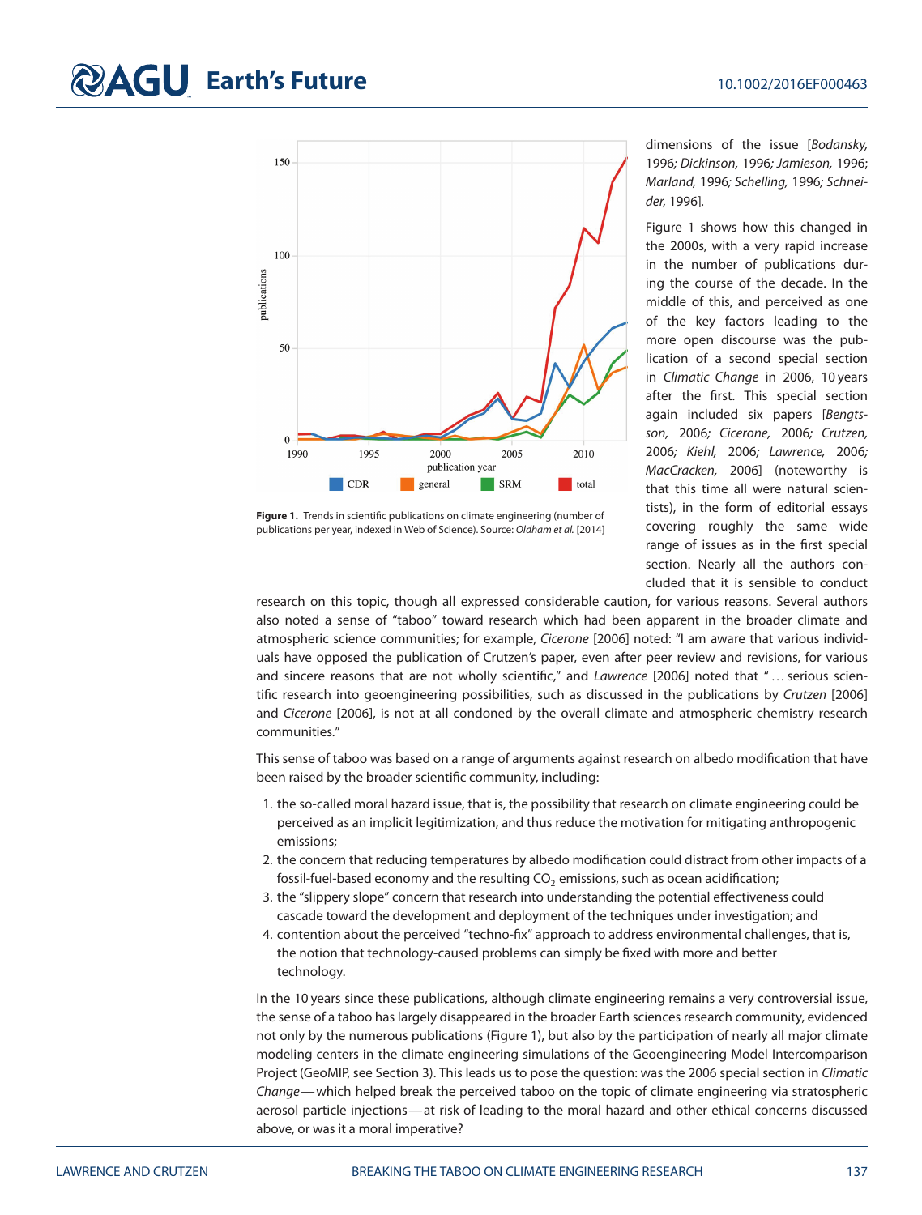Figure 1. Trends in scientific publications on climate engineering (number of publications per year, indexed in Web of Science). Source: *Oldham et al.* [2014]

dimensions of the issue [*Bodansky,* 1996*; Dickinson,* 1996*; Jamieson,* 1996; *Marland,* 1996*; Schelling,* 1996*; Schneider,* 1996].

Figure 1 shows how this changed in the 2000s, with a very rapid increase in the number of publications during the course of the decade. In the middle of this, and perceived as one of the key factors leading to the more open discourse was the publication of a second special section in *Climatic Change* in 2006, 10 years after the first. This special section again included six papers [*Bengtsson,* 2006*; Cicerone,* 2006*; Crutzen,* 2006*; Kiehl,* 2006*; Lawrence,* 2006*; MacCracken,* 2006] (noteworthy is that this time all were natural scientists), in the form of editorial essays covering roughly the same wide range of issues as in the first special section. Nearly all the authors concluded that it is sensible to conduct research on this topic, though all expressed considerable caution, for various reasons. Several authors also noted a sense of "taboo" toward research which had been apparent in the broader climate and atmospheric science communities; for example, *Cicerone* [2006] noted: "I am aware that various individuals have opposed the publication of Crutzen's paper, even after peer review and revisions, for various and sincere reasons that are not wholly scientific," and *Lawrence* [2006] noted that " … serious scientific research into geoengineering possibilities, such as discussed in the publications by *Crutzen* [2006] and *Cicerone* [2006], is not at all condoned by the overall climate and atmospheric chemistry research communities."

This sense of taboo was based on a range of arguments against research on albedo modification that have been raised by the broader scientific community, including:

1. the so-called moral hazard issue, that is, the possibility that research on climate engineering could be perceived as an implicit legitimization, and thus reduce the motivation for mitigating anthropogenic emissions;
2. the concern that reducing temperatures by albedo modification could distract from other impacts of a fossil-fuel-based economy and the resulting $CO_2$ emissions, such as ocean acidification;
3. the "slippery slope" concern that research into understanding the potential effectiveness could cascade toward the development and deployment of the techniques under investigation; and
4. contention about the perceived "techno-fix" approach to address environmental challenges, that is, the notion that technology-caused problems can simply be fixed with more and better technology.

In the 10 years since these publications, although climate engineering remains a very controversial issue, the sense of a taboo has largely disappeared in the broader Earth sciences research community, evidenced not only by the numerous publications (Figure 1), but also by the participation of nearly all major climate modeling centers in the climate engineering simulations of the Geoengineering Model Intercomparison Project (GeoMIP, see Section 3). This leads us to pose the question: was the 2006 special section in *Climatic Change*—which helped break the perceived taboo on the topic of climate engineering via stratospheric aerosol particle injections—at risk of leading to the moral hazard and other ethical concerns discussed above, or was it a moral imperative?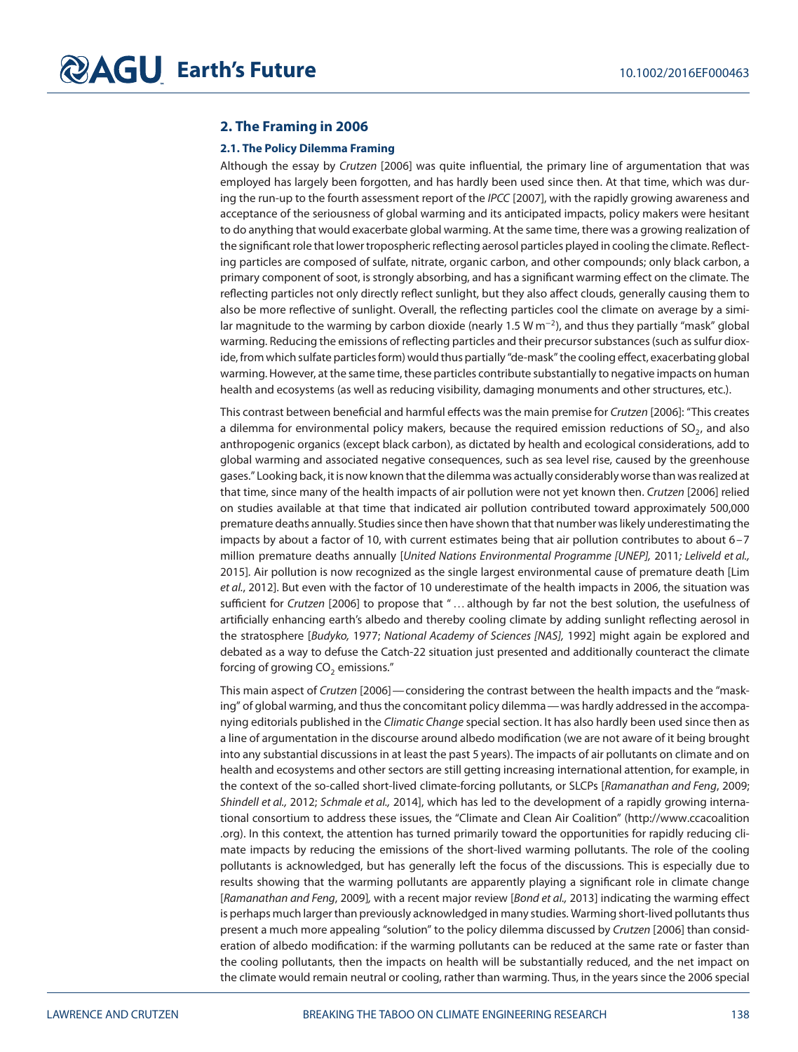## 2. The Framing in 2006

### 2.1. The Policy Dilemma Framing

Although the essay by *Crutzen* [2006] was quite influential, the primary line of argumentation that was employed has largely been forgotten, and has hardly been used since then. At that time, which was during the run-up to the fourth assessment report of the *IPCC* [2007], with the rapidly growing awareness and acceptance of the seriousness of global warming and its anticipated impacts, policy makers were hesitant to do anything that would exacerbate global warming. At the same time, there was a growing realization of the significant role that lower tropospheric reflecting aerosol particles played in cooling the climate. Reflecting particles are composed of sulfate, nitrate, organic carbon, and other compounds; only black carbon, a primary component of soot, is strongly absorbing, and has a significant warming effect on the climate. The reflecting particles not only directly reflect sunlight, but they also affect clouds, generally causing them to also be more reflective of sunlight. Overall, the reflecting particles cool the climate on average by a similar magnitude to the warming by carbon dioxide (nearly 1.5 W $m^{-2}$), and thus they partially "mask" global warming. Reducing the emissions of reflecting particles and their precursor substances (such as sulfur dioxide, from which sulfate particles form) would thus partially "de-mask" the cooling effect, exacerbating global warming. However, at the same time, these particles contribute substantially to negative impacts on human health and ecosystems (as well as reducing visibility, damaging monuments and other structures, etc.).

This contrast between beneficial and harmful effects was the main premise for *Crutzen* [2006]: "This creates a dilemma for environmental policy makers, because the required emission reductions of $SO_2$, and also anthropogenic organics (except black carbon), as dictated by health and ecological considerations, add to global warming and associated negative consequences, such as sea level rise, caused by the greenhouse gases." Looking back, it is now known that the dilemma was actually considerably worse than was realized at that time, since many of the health impacts of air pollution were not yet known then. *Crutzen* [2006] relied on studies available at that time that indicated air pollution contributed toward approximately 500,000 premature deaths annually. Studies since then have shown that that number was likely underestimating the impacts by about a factor of 10, with current estimates being that air pollution contributes to about 6–7 million premature deaths annually [*United Nations Environmental Programme [UNEP],* 2011*; Leliveld et al.,* 2015]. Air pollution is now recognized as the single largest environmental cause of premature death [Lim *et al.*, 2012]. But even with the factor of 10 underestimate of the health impacts in 2006, the situation was sufficient for *Crutzen* [2006] to propose that " … although by far not the best solution, the usefulness of artificially enhancing earth's albedo and thereby cooling climate by adding sunlight reflecting aerosol in the stratosphere [*Budyko,* 1977; *National Academy of Sciences [NAS],* 1992] might again be explored and debated as a way to defuse the Catch-22 situation just presented and additionally counteract the climate forcing of growing $CO_2$ emissions."

This main aspect of *Crutzen* [2006]—considering the contrast between the health impacts and the "masking" of global warming, and thus the concomitant policy dilemma—was hardly addressed in the accompanying editorials published in the *Climatic Change* special section. It has also hardly been used since then as a line of argumentation in the discourse around albedo modification (we are not aware of it being brought into any substantial discussions in at least the past 5 years). The impacts of air pollutants on climate and on health and ecosystems and other sectors are still getting increasing international attention, for example, in the context of the so-called short-lived climate-forcing pollutants, or SLCPs [*Ramanathan and Feng*, 2009; *Shindell et al.,* 2012; *Schmale et al.,* 2014], which has led to the development of a rapidly growing international consortium to address these issues, the "Climate and Clean Air Coalition" (http://www.ccacoalition.org). In this context, the attention has turned primarily toward the opportunities for rapidly reducing climate impacts by reducing the emissions of the short-lived warming pollutants. The role of the cooling pollutants is acknowledged, but has generally left the focus of the discussions. This is especially due to results showing that the warming pollutants are apparently playing a significant role in climate change [*Ramanathan and Feng*, 2009]*,* with a recent major review [*Bond et al.,* 2013] indicating the warming effect is perhaps much larger than previously acknowledged in many studies. Warming short-lived pollutants thus present a much more appealing "solution" to the policy dilemma discussed by *Crutzen* [2006] than consideration of albedo modification: if the warming pollutants can be reduced at the same rate or faster than the cooling pollutants, then the impacts on health will be substantially reduced, and the net impact on the climate would remain neutral or cooling, rather than warming. Thus, in the years since the 2006 special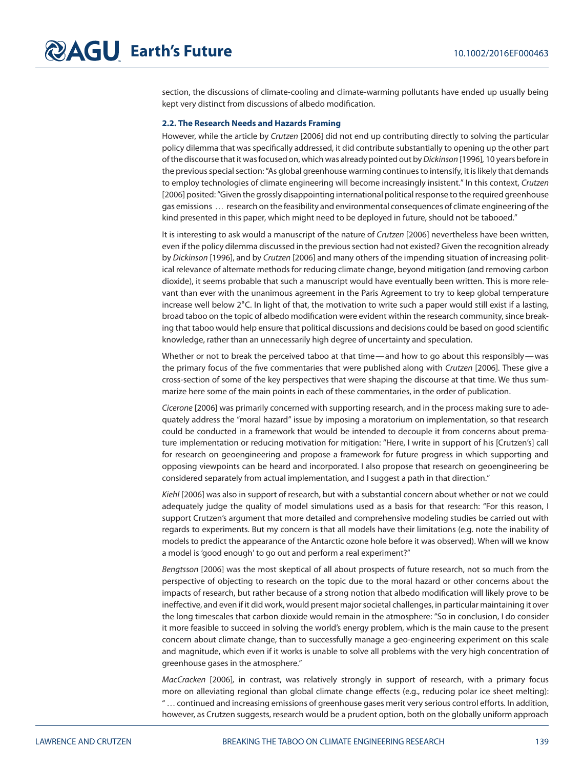section, the discussions of climate-cooling and climate-warming pollutants have ended up usually being kept very distinct from discussions of albedo modification.

### 2.2. The Research Needs and Hazards Framing

However, while the article by *Crutzen* [2006] did not end up contributing directly to solving the particular policy dilemma that was specifically addressed, it did contribute substantially to opening up the other part of the discourse that it was focused on, which was already pointed out by *Dickinson* [1996], 10 years before in the previous special section: "As global greenhouse warming continues to intensify, it is likely that demands to employ technologies of climate engineering will become increasingly insistent." In this context, *Crutzen* [2006] posited: "Given the grossly disappointing international political response to the required greenhouse gas emissions … research on the feasibility and environmental consequences of climate engineering of the kind presented in this paper, which might need to be deployed in future, should not be tabooed."

It is interesting to ask would a manuscript of the nature of *Crutzen* [2006] nevertheless have been written, even if the policy dilemma discussed in the previous section had not existed? Given the recognition already by *Dickinson* [1996], and by *Crutzen* [2006] and many others of the impending situation of increasing political relevance of alternate methods for reducing climate change, beyond mitigation (and removing carbon dioxide), it seems probable that such a manuscript would have eventually been written. This is more relevant than ever with the unanimous agreement in the Paris Agreement to try to keep global temperature increase well below 2°C. In light of that, the motivation to write such a paper would still exist if a lasting, broad taboo on the topic of albedo modification were evident within the research community, since breaking that taboo would help ensure that political discussions and decisions could be based on good scientific knowledge, rather than an unnecessarily high degree of uncertainty and speculation.

Whether or not to break the perceived taboo at that time—and how to go about this responsibly—was the primary focus of the five commentaries that were published along with *Crutzen* [2006]. These give a cross-section of some of the key perspectives that were shaping the discourse at that time. We thus summarize here some of the main points in each of these commentaries, in the order of publication.

*Cicerone* [2006] was primarily concerned with supporting research, and in the process making sure to adequately address the "moral hazard" issue by imposing a moratorium on implementation, so that research could be conducted in a framework that would be intended to decouple it from concerns about premature implementation or reducing motivation for mitigation: "Here, I write in support of his [Crutzen's] call for research on geoengineering and propose a framework for future progress in which supporting and opposing viewpoints can be heard and incorporated. I also propose that research on geoengineering be considered separately from actual implementation, and I suggest a path in that direction."

*Kiehl* [2006] was also in support of research, but with a substantial concern about whether or not we could adequately judge the quality of model simulations used as a basis for that research: "For this reason, I support Crutzen's argument that more detailed and comprehensive modeling studies be carried out with regards to experiments. But my concern is that all models have their limitations (e.g. note the inability of models to predict the appearance of the Antarctic ozone hole before it was observed). When will we know a model is 'good enough' to go out and perform a real experiment?"

*Bengtsson* [2006] was the most skeptical of all about prospects of future research, not so much from the perspective of objecting to research on the topic due to the moral hazard or other concerns about the impacts of research, but rather because of a strong notion that albedo modification will likely prove to be ineffective, and even if it did work, would present major societal challenges, in particular maintaining it over the long timescales that carbon dioxide would remain in the atmosphere: "So in conclusion, I do consider it more feasible to succeed in solving the world's energy problem, which is the main cause to the present concern about climate change, than to successfully manage a geo-engineering experiment on this scale and magnitude, which even if it works is unable to solve all problems with the very high concentration of greenhouse gases in the atmosphere."

*MacCracken* [2006], in contrast, was relatively strongly in support of research, with a primary focus more on alleviating regional than global climate change effects (e.g., reducing polar ice sheet melting): "… continued and increasing emissions of greenhouse gases merit very serious control efforts. In addition, however, as Crutzen suggests, research would be a prudent option, both on the globally uniform approach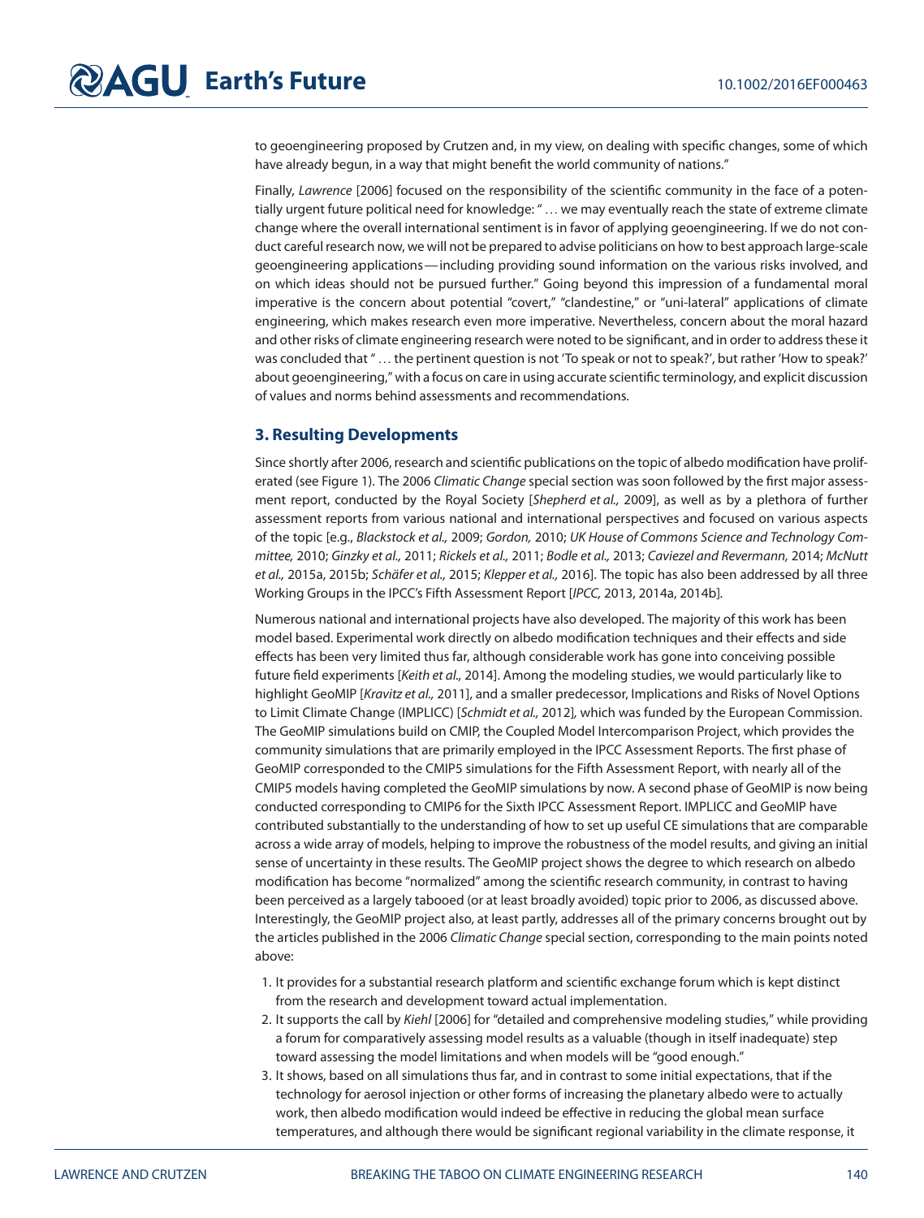to geoengineering proposed by Crutzen and, in my view, on dealing with specific changes, some of which have already begun, in a way that might benefit the world community of nations."

Finally, *Lawrence* [2006] focused on the responsibility of the scientific community in the face of a potentially urgent future political need for knowledge: " … we may eventually reach the state of extreme climate change where the overall international sentiment is in favor of applying geoengineering. If we do not conduct careful research now, we will not be prepared to advise politicians on how to best approach large-scale geoengineering applications—including providing sound information on the various risks involved, and on which ideas should not be pursued further." Going beyond this impression of a fundamental moral imperative is the concern about potential "covert," "clandestine," or "uni-lateral" applications of climate engineering, which makes research even more imperative. Nevertheless, concern about the moral hazard and other risks of climate engineering research were noted to be significant, and in order to address these it was concluded that " … the pertinent question is not 'To speak or not to speak?', but rather 'How to speak?' about geoengineering," with a focus on care in using accurate scientific terminology, and explicit discussion of values and norms behind assessments and recommendations.

## 3. Resulting Developments

Since shortly after 2006, research and scientific publications on the topic of albedo modification have proliferated (see Figure 1). The 2006 *Climatic Change* special section was soon followed by the first major assessment report, conducted by the Royal Society [*Shepherd et al.,* 2009], as well as by a plethora of further assessment reports from various national and international perspectives and focused on various aspects of the topic [e.g., *Blackstock et al.,* 2009; *Gordon,* 2010; *UK House of Commons Science and Technology Committee,* 2010; *Ginzky et al.,* 2011; *Rickels et al.,* 2011; *Bodle et al.,* 2013; *Caviezel and Revermann,* 2014; *McNutt et al.,* 2015a, 2015b; *Schäfer et al.,* 2015; *Klepper et al.,* 2016]. The topic has also been addressed by all three Working Groups in the IPCC's Fifth Assessment Report [*IPCC,* 2013, 2014a, 2014b].

Numerous national and international projects have also developed. The majority of this work has been model based. Experimental work directly on albedo modification techniques and their effects and side effects has been very limited thus far, although considerable work has gone into conceiving possible future field experiments [*Keith et al.,* 2014]. Among the modeling studies, we would particularly like to highlight GeoMIP [*Kravitz et al.,* 2011], and a smaller predecessor, Implications and Risks of Novel Options to Limit Climate Change (IMPLICC) [*Schmidt et al.,* 2012], which was funded by the European Commission. The GeoMIP simulations build on CMIP, the Coupled Model Intercomparison Project, which provides the community simulations that are primarily employed in the IPCC Assessment Reports. The first phase of GeoMIP corresponded to the CMIP5 simulations for the Fifth Assessment Report, with nearly all of the CMIP5 models having completed the GeoMIP simulations by now. A second phase of GeoMIP is now being conducted corresponding to CMIP6 for the Sixth IPCC Assessment Report. IMPLICC and GeoMIP have contributed substantially to the understanding of how to set up useful CE simulations that are comparable across a wide array of models, helping to improve the robustness of the model results, and giving an initial sense of uncertainty in these results. The GeoMIP project shows the degree to which research on albedo modification has become "normalized" among the scientific research community, in contrast to having been perceived as a largely tabooed (or at least broadly avoided) topic prior to 2006, as discussed above. Interestingly, the GeoMIP project also, at least partly, addresses all of the primary concerns brought out by the articles published in the 2006 *Climatic Change* special section, corresponding to the main points noted above:

1. It provides for a substantial research platform and scientific exchange forum which is kept distinct from the research and development toward actual implementation.
2. It supports the call by *Kiehl* [2006] for "detailed and comprehensive modeling studies," while providing a forum for comparatively assessing model results as a valuable (though in itself inadequate) step toward assessing the model limitations and when models will be "good enough."
3. It shows, based on all simulations thus far, and in contrast to some initial expectations, that if the technology for aerosol injection or other forms of increasing the planetary albedo were to actually work, then albedo modification would indeed be effective in reducing the global mean surface temperatures, and although there would be significant regional variability in the climate response, it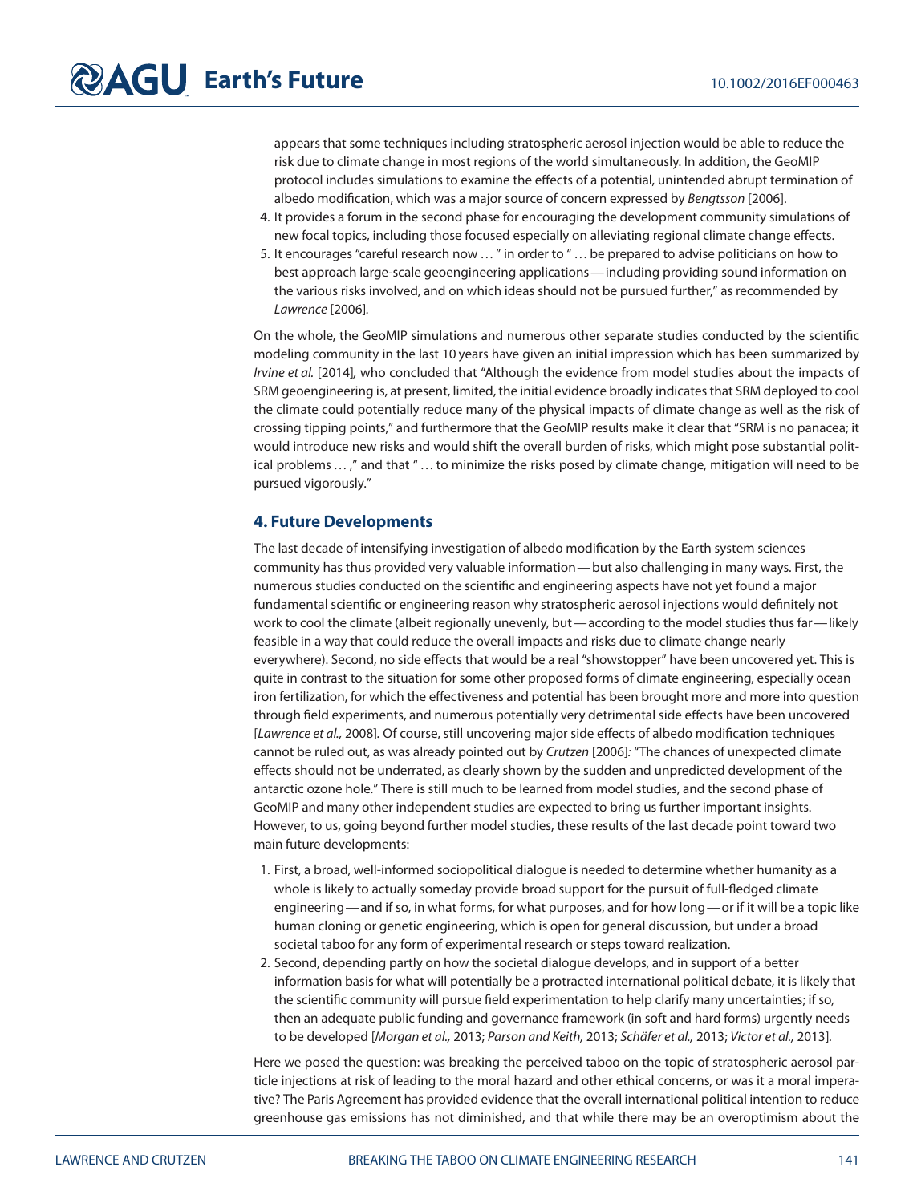appears that some techniques including stratospheric aerosol injection would be able to reduce the risk due to climate change in most regions of the world simultaneously. In addition, the GeoMIP protocol includes simulations to examine the effects of a potential, unintended abrupt termination of albedo modification, which was a major source of concern expressed by *Bengtsson* [2006].

4. It provides a forum in the second phase for encouraging the development community simulations of new focal topics, including those focused especially on alleviating regional climate change effects.
5. It encourages "careful research now … " in order to " … be prepared to advise politicians on how to best approach large-scale geoengineering applications — including providing sound information on the various risks involved, and on which ideas should not be pursued further," as recommended by *Lawrence* [2006].

On the whole, the GeoMIP simulations and numerous other separate studies conducted by the scientific modeling community in the last 10 years have given an initial impression which has been summarized by *Irvine et al.* [2014], who concluded that "Although the evidence from model studies about the impacts of SRM geoengineering is, at present, limited, the initial evidence broadly indicates that SRM deployed to cool the climate could potentially reduce many of the physical impacts of climate change as well as the risk of crossing tipping points," and furthermore that the GeoMIP results make it clear that "SRM is no panacea; it would introduce new risks and would shift the overall burden of risks, which might pose substantial political problems … ," and that " … to minimize the risks posed by climate change, mitigation will need to be pursued vigorously."

## 4. Future Developments

The last decade of intensifying investigation of albedo modification by the Earth system sciences community has thus provided very valuable information — but also challenging in many ways. First, the numerous studies conducted on the scientific and engineering aspects have not yet found a major fundamental scientific or engineering reason why stratospheric aerosol injections would definitely not work to cool the climate (albeit regionally unevenly, but — according to the model studies thus far — likely feasible in a way that could reduce the overall impacts and risks due to climate change nearly everywhere). Second, no side effects that would be a real "showstopper" have been uncovered yet. This is quite in contrast to the situation for some other proposed forms of climate engineering, especially ocean iron fertilization, for which the effectiveness and potential has been brought more and more into question through field experiments, and numerous potentially very detrimental side effects have been uncovered [*Lawrence et al.,* 2008]. Of course, still uncovering major side effects of albedo modification techniques cannot be ruled out, as was already pointed out by *Crutzen* [2006]: "The chances of unexpected climate effects should not be underrated, as clearly shown by the sudden and unpredicted development of the antarctic ozone hole." There is still much to be learned from model studies, and the second phase of GeoMIP and many other independent studies are expected to bring us further important insights. However, to us, going beyond further model studies, these results of the last decade point toward two main future developments:

1. First, a broad, well-informed sociopolitical dialogue is needed to determine whether humanity as a whole is likely to actually someday provide broad support for the pursuit of full-fledged climate engineering — and if so, in what forms, for what purposes, and for how long — or if it will be a topic like human cloning or genetic engineering, which is open for general discussion, but under a broad societal taboo for any form of experimental research or steps toward realization.
2. Second, depending partly on how the societal dialogue develops, and in support of a better information basis for what will potentially be a protracted international political debate, it is likely that the scientific community will pursue field experimentation to help clarify many uncertainties; if so, then an adequate public funding and governance framework (in soft and hard forms) urgently needs to be developed [*Morgan et al.,* 2013; *Parson and Keith,* 2013; *Schäfer et al.,* 2013; *Victor et al.,* 2013].

Here we posed the question: was breaking the perceived taboo on the topic of stratospheric aerosol particle injections at risk of leading to the moral hazard and other ethical concerns, or was it a moral imperative? The Paris Agreement has provided evidence that the overall international political intention to reduce greenhouse gas emissions has not diminished, and that while there may be an overoptimism about the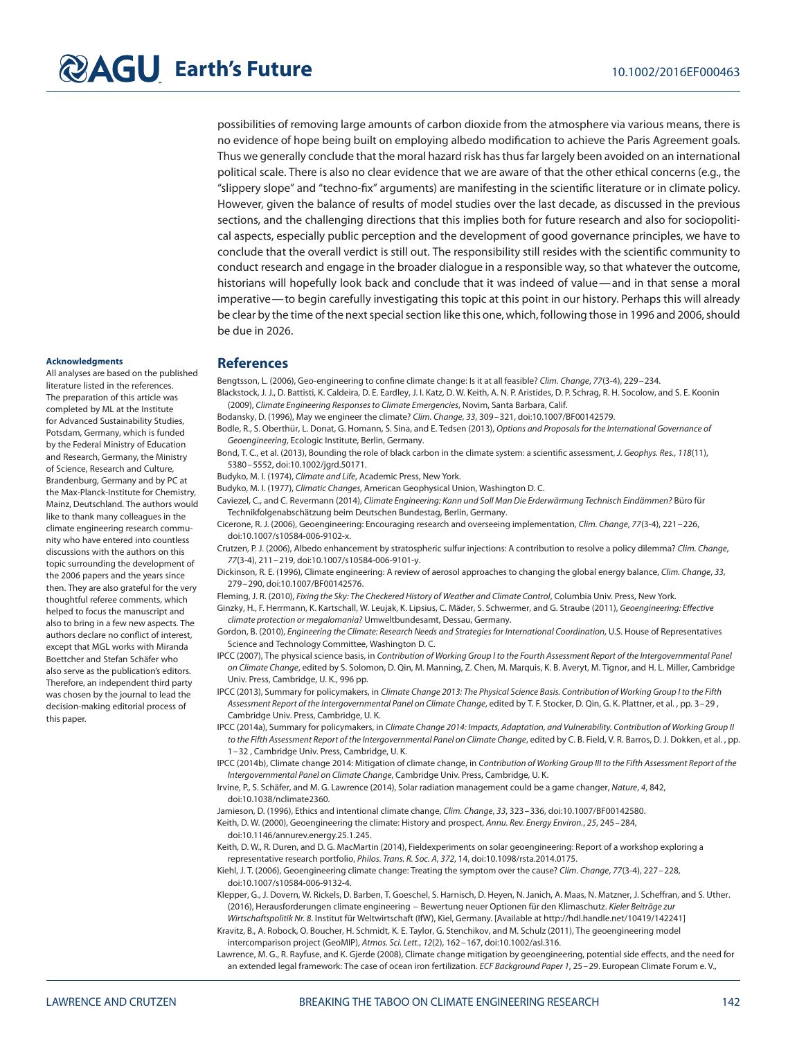possibilities of removing large amounts of carbon dioxide from the atmosphere via various means, there is no evidence of hope being built on employing albedo modification to achieve the Paris Agreement goals. Thus we generally conclude that the moral hazard risk has thus far largely been avoided on an international political scale. There is also no clear evidence that we are aware of that the other ethical concerns (e.g., the "slippery slope" and "techno-fix" arguments) are manifesting in the scientific literature or in climate policy. However, given the balance of results of model studies over the last decade, as discussed in the previous sections, and the challenging directions that this implies both for future research and also for sociopolitical aspects, especially public perception and the development of good governance principles, we have to conclude that the overall verdict is still out. The responsibility still resides with the scientific community to conduct research and engage in the broader dialogue in a responsible way, so that whatever the outcome, historians will hopefully look back and conclude that it was indeed of value—and in that sense a moral imperative—to begin carefully investigating this topic at this point in our history. Perhaps this will already be clear by the time of the next special section like this one, which, following those in 1996 and 2006, should be due in 2026.

#### Acknowledgments

All analyses are based on the published literature listed in the references. The preparation of this article was completed by ML at the Institute for Advanced Sustainability Studies, Potsdam, Germany, which is funded by the Federal Ministry of Education and Research, Germany, the Ministry of Science, Research and Culture, Brandenburg, Germany and by PC at the Max-Planck-Institute for Chemistry, Mainz, Deutschland. The authors would like to thank many colleagues in the climate engineering research community who have entered into countless discussions with the authors on this topic surrounding the development of the 2006 papers and the years since then. They are also grateful for the very thoughtful referee comments, which helped to focus the manuscript and also to bring in a few new aspects. The authors declare no conflict of interest, except that MGL works with Miranda Boettcher and Stefan Schäfer who also serve as the publication's editors. Therefore, an independent third party was chosen by the journal to lead the decision-making editorial process of this paper.

## References

Bengtsson, L. (2006), Geo-engineering to confine climate change: Is it at all feasible? *Clim. Change*, *77*(3-4), 229–234.

Blackstock, J. J., D. Battisti, K. Caldeira, D. E. Eardley, J. I. Katz, D. W. Keith, A. N. P. Aristides, D. P. Schrag, R. H. Socolow, and S. E. Koonin (2009), *Climate Engineering Responses to Climate Emergencies*, Novim, Santa Barbara, Calif.

Bodansky, D. (1996), May we engineer the climate? *Clim. Change*, *33*, 309–321, doi:10.1007/BF00142579.

Bodle, R., S. Oberthür, L. Donat, G. Homann, S. Sina, and E. Tedsen (2013), *Options and Proposals for the International Governance of Geoengineering*, Ecologic Institute, Berlin, Germany.

Bond, T. C., et al. (2013), Bounding the role of black carbon in the climate system: a scientific assessment, *J. Geophys. Res.*, *118*(11), 5380–5552, doi:10.1002/jgrd.50171.

Budyko, M. I. (1974), *Climate and Life*, Academic Press, New York.

Budyko, M. I. (1977), *Climatic Changes*, American Geophysical Union, Washington D. C.

Caviezel, C., and C. Revermann (2014), *Climate Engineering: Kann und Soll Man Die Erderwärmung Technisch Eindämmen?* Büro für Technikfolgenabschätzung beim Deutschen Bundestag, Berlin, Germany.

Cicerone, R. J. (2006), Geoengineering: Encouraging research and overseeing implementation, *Clim. Change*, *77*(3-4), 221–226, doi:10.1007/s10584-006-9102-x.

Crutzen, P. J. (2006), Albedo enhancement by stratospheric sulfur injections: A contribution to resolve a policy dilemma? *Clim. Change*, *77*(3-4), 211–219, doi:10.1007/s10584-006-9101-y.

Dickinson, R. E. (1996), Climate engineering: A review of aerosol approaches to changing the global energy balance, *Clim. Change*, *33*, 279–290, doi:10.1007/BF00142576.

Fleming, J. R. (2010), *Fixing the Sky: The Checkered History of Weather and Climate Control*, Columbia Univ. Press, New York.

Ginzky, H., F. Herrmann, K. Kartschall, W. Leujak, K. Lipsius, C. Mäder, S. Schwermer, and G. Straube (2011), *Geoengineering: Effective climate protection or megalomania?* Umweltbundesamt, Dessau, Germany.

Gordon, B. (2010), *Engineering the Climate: Research Needs and Strategies for International Coordination*, U.S. House of Representatives Science and Technology Committee, Washington D. C.

IPCC (2007), The physical science basis, in *Contribution of Working Group I to the Fourth Assessment Report of the Intergovernmental Panel on Climate Change*, edited by S. Solomon, D. Qin, M. Manning, Z. Chen, M. Marquis, K. B. Averyt, M. Tignor, and H. L. Miller, Cambridge Univ. Press, Cambridge, U. K., 996 pp.

IPCC (2013), Summary for policymakers, in *Climate Change 2013: The Physical Science Basis. Contribution of Working Group I to the Fifth Assessment Report of the Intergovernmental Panel on Climate Change*, edited by T. F. Stocker, D. Qin, G. K. Plattner, et al. , pp. 3–29 , Cambridge Univ. Press, Cambridge, U. K.

IPCC (2014a), Summary for policymakers, in *Climate Change 2014: Impacts, Adaptation, and Vulnerability. Contribution of Working Group II to the Fifth Assessment Report of the Intergovernmental Panel on Climate Change*, edited by C. B. Field, V. R. Barros, D. J. Dokken, et al. , pp. 1–32 , Cambridge Univ. Press, Cambridge, U. K.

IPCC (2014b), Climate change 2014: Mitigation of climate change, in *Contribution of Working Group III to the Fifth Assessment Report of the Intergovernmental Panel on Climate Change*, Cambridge Univ. Press, Cambridge, U. K.

Irvine, P., S. Schäfer, and M. G. Lawrence (2014), Solar radiation management could be a game changer, *Nature*, *4*, 842, doi:10.1038/nclimate2360.

Jamieson, D. (1996), Ethics and intentional climate change, *Clim. Change*, *33*, 323–336, doi:10.1007/BF00142580.

Keith, D. W. (2000), Geoengineering the climate: History and prospect, *Annu. Rev. Energy Environ.*, *25*, 245–284, doi:10.1146/annurev.energy.25.1.245.

Keith, D. W., R. Duren, and D. G. MacMartin (2014), Fieldexperiments on solar geoengineering: Report of a workshop exploring a representative research portfolio, *Philos. Trans. R. Soc. A*, *372*, 14, doi:10.1098/rsta.2014.0175.

Kiehl, J. T. (2006), Geoengineering climate change: Treating the symptom over the cause? *Clim. Change*, *77*(3-4), 227–228, doi:10.1007/s10584-006-9132-4.

Klepper, G., J. Dovern, W. Rickels, D. Barben, T. Goeschel, S. Harnisch, D. Heyen, N. Janich, A. Maas, N. Matzner, J. Scheffran, and S. Uther. (2016), Herausforderungen climate engineering – Bewertung neuer Optionen für den Klimaschutz. *Kieler Beiträge zur Wirtschaftspolitik Nr. 8*. Institut für Weltwirtschaft (IfW), Kiel, Germany. [Available at http://hdl.handle.net/10419/142241]

Kravitz, B., A. Robock, O. Boucher, H. Schmidt, K. E. Taylor, G. Stenchikov, and M. Schulz (2011), The geoengineering model intercomparison project (GeoMIP), *Atmos. Sci. Lett.*, *12*(2), 162–167, doi:10.1002/asl.316.

Lawrence, M. G., R. Rayfuse, and K. Gjerde (2008), Climate change mitigation by geoengineering, potential side effects, and the need for an extended legal framework: The case of ocean iron fertilization. *ECF Background Paper 1*, 25–29. European Climate Forum e. V.,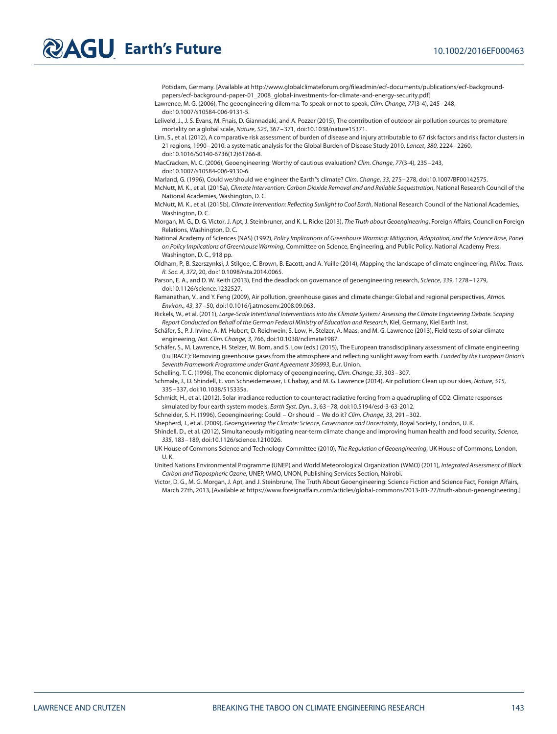Potsdam, Germany. [Available at http://www.globalclimateforum.org/fileadmin/ecf-documents/publications/ecf-background-papers/ecf-background-paper-01_2008_global-investments-for-climate-and-energy-security.pdf]

Lawrence, M. G. (2006), The geoengineering dilemma: To speak or not to speak, *Clim. Change*, *77*(3-4), 245–248, doi:10.1007/s10584-006-9131-5.

Lelieveld, J., J. S. Evans, M. Fnais, D. Giannadaki, and A. Pozzer (2015), The contribution of outdoor air pollution sources to premature mortality on a global scale, *Nature*, *525*, 367–371, doi:10.1038/nature15371.

Lim, S., et al. (2012), A comparative risk assessment of burden of disease and injury attributable to 67 risk factors and risk factor clusters in 21 regions, 1990–2010: a systematic analysis for the Global Burden of Disease Study 2010, *Lancet*, *380*, 2224–2260, doi:10.1016/S0140-6736(12)61766-8.

MacCracken, M. C. (2006), Geoengineering: Worthy of cautious evaluation? *Clim. Change*, *77*(3-4), 235–243, doi:10.1007/s10584-006-9130-6.

Marland, G. (1996), Could we/should we engineer the Earth''s climate? *Clim. Change*, *33*, 275–278, doi:10.1007/BF00142575.

McNutt, M. K., et al. (2015a), *Climate Intervention: Carbon Dioxide Removal and and Reliable Sequestration*, National Research Council of the National Academies, Washington, D. C.

McNutt, M. K., et al. (2015b), *Climate Intervention: Reflecting Sunlight to Cool Earth*, National Research Council of the National Academies, Washington, D. C.

Morgan, M. G., D. G. Victor, J. Apt, J. Steinbruner, and K. L. Ricke (2013), *The Truth about Geoengineering*, Foreign Affairs, Council on Foreign Relations, Washington, D. C.

National Academy of Sciences (NAS) (1992), *Policy Implications of Greenhouse Warming: Mitigation, Adaptation, and the Science Base, Panel on Policy Implications of Greenhouse Warming*, Committee on Science, Engineering, and Public Policy, National Academy Press, Washington, D. C., 918 pp.

Oldham, P., B. Szerszynksi, J. Stilgoe, C. Brown, B. Eacott, and A. Yuille (2014), Mapping the landscape of climate engineering, *Philos. Trans. R. Soc. A*, *372*, 20, doi:10.1098/rsta.2014.0065.

Parson, E. A., and D. W. Keith (2013), End the deadlock on governance of geoengineering research, *Science*, *339*, 1278–1279, doi:10.1126/science.1232527.

Ramanathan, V., and Y. Feng (2009), Air pollution, greenhouse gases and climate change: Global and regional perspectives, *Atmos. Environ.*, *43*, 37–50, doi:10.1016/j.atmosenv.2008.09.063.

Rickels, W., et al. (2011), *Large-Scale Intentional Interventions into the Climate System? Assessing the Climate Engineering Debate. Scoping Report Conducted on Behalf of the German Federal Ministry of Education and Research*, Kiel, Germany, Kiel Earth Inst.

Schäfer, S., P. J. Irvine, A.-M. Hubert, D. Reichwein, S. Low, H. Stelzer, A. Maas, and M. G. Lawrence (2013), Field tests of solar climate engineering, *Nat. Clim. Change*, *3*, 766, doi:10.1038/nclimate1987.

Schäfer, S., M. Lawrence, H. Stelzer, W. Born, and S. Low (eds.) (2015), The European transdisciplinary assessment of climate engineering (EuTRACE): Removing greenhouse gases from the atmosphere and reflecting sunlight away from earth. *Funded by the European Union's Seventh Framework Programme under Grant Agreement 306993*, Eur. Union.

Schelling, T. C. (1996), The economic diplomacy of geoengineering, *Clim. Change*, *33*, 303–307.

Schmale, J., D. Shindell, E. von Schneidemesser, I. Chabay, and M. G. Lawrence (2014), Air pollution: Clean up our skies, *Nature*, *515*, 335–337, doi:10.1038/515335a.

Schmidt, H., et al. (2012), Solar irradiance reduction to counteract radiative forcing from a quadrupling of CO2: Climate responses simulated by four earth system models, *Earth Syst. Dyn.*, *3*, 63–78, doi:10.5194/esd-3-63-2012.

Schneider, S. H. (1996), Geoengineering: Could – Or should – We do it? *Clim. Change*, *33*, 291–302.

Shepherd, J., et al. (2009), *Geoengineering the Climate: Science, Governance and Uncertainty*, Royal Society, London, U. K.

Shindell, D., et al. (2012), Simultaneously mitigating near-term climate change and improving human health and food security, *Science*, *335*, 183–189, doi:10.1126/science.1210026.

UK House of Commons Science and Technology Committee (2010), *The Regulation of Geoengineering*, UK House of Commons, London, U. K.

United Nations Environmental Programme (UNEP) and World Meteorological Organization (WMO) (2011), *Integrated Assessment of Black Carbon and Tropospheric Ozone*, UNEP, WMO, UNON, Publishing Services Section, Nairobi.

Victor, D. G., M. G. Morgan, J. Apt, and J. Steinbrune, The Truth About Geoengineering: Science Fiction and Science Fact, Foreign Affairs, March 27th, 2013, [Available at https://www.foreignaffairs.com/articles/global-commons/2013-03-27/truth-about-geoengineering.]